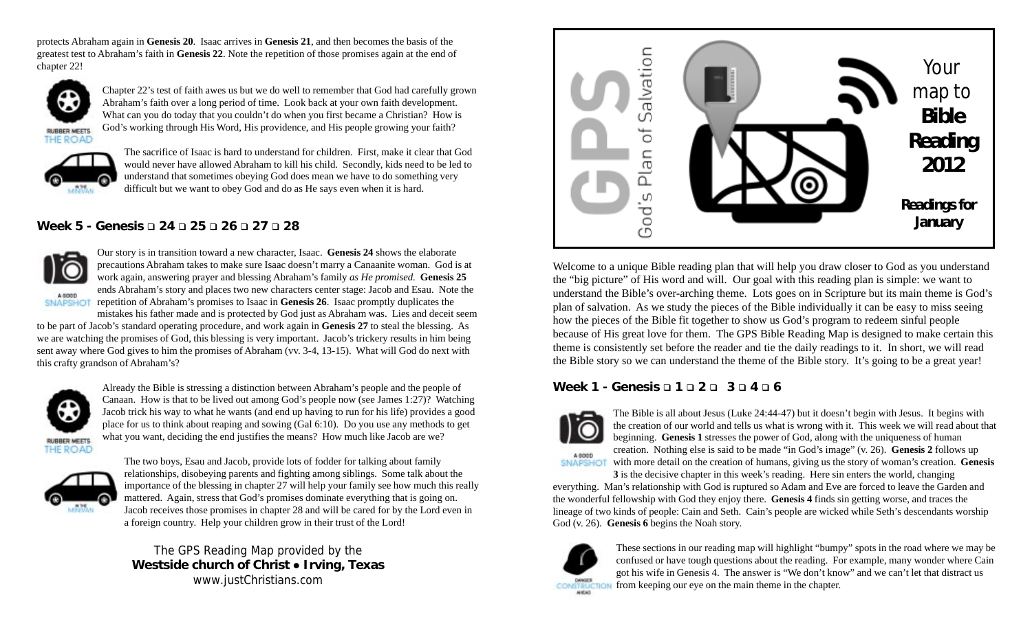protects Abraham again in **Genesis 20**. Isaac arrives in **Genesis 21**, and then becomes the basis of the greatest test to Abraham's faith in **Genesis 22**. Note the repetition of those promises again at the end of chapter 22!

RUBBER MEETS THE ROAD

Chapter 22's test of faith awes us but we do well to remember that God had carefully grown Abraham's faith over a long period of time. Look back at your own faith development. What can you do today that you couldn't do when you first became a Christian? How is God's working through His Word, His providence, and His people growing your faith?

IN THE MINIVAN

The sacrifice of Isaac is hard to understand for children. First, make it clear that God would never have allowed Abraham to kill his child. Secondly, kids need to be led to understand that sometimes obeying God does mean we have to do something very difficult but we want to obey God and do as He says even when it is hard.

### Week 5 - Genesis ❑ 24 ❑ 25 ❑ 26 ❑ 27 ❑ 28

A GOOD SNAPSHOT

Our story is in transition toward a new character, Isaac. **Genesis 24** shows the elaborate precautions Abraham takes to make sure Isaac doesn't marry a Canaanite woman. God is at work again, answering prayer and blessing Abraham's family *as He promised*. **Genesis 25** ends Abraham's story and places two new characters center stage: Jacob and Esau. Note the repetition of Abraham's promises to Isaac in **Genesis 26**. Isaac promptly duplicates the mistakes his father made and is protected by God just as Abraham was. Lies and deceit seem to be part of Jacob's standard operating procedure, and work again in **Genesis 27** to steal the blessing. As we are watching the promises of God, this blessing is very important. Jacob's trickery results in him being sent away where God gives to him the promises of Abraham (vv. 3-4, 13-15). What will God do next with this crafty grandson of Abraham's?

RUBBER MEETS THE ROAD

Already the Bible is stressing a distinction between Abraham's people and the people of Canaan. How is that to be lived out among God's people now (see James 1:27)? Watching Jacob trick his way to what he wants (and end up having to run for his life) provides a good place for us to think about reaping and sowing (Gal 6:10). Do you use any methods to get what you want, deciding the end justifies the means? How much like Jacob are we?

IN THE MINIVAN

The two boys, Esau and Jacob, provide lots of fodder for talking about family relationships, disobeying parents and fighting among siblings. Some talk about the importance of the blessing in chapter 27 will help your family see how much this really mattered. Again, stress that God's promises dominate everything that is going on. Jacob receives those promises in chapter 28 and will be cared for by the Lord even in a foreign country. Help your children grow in their trust of the Lord!

The GPS Reading Map provided by the
**Westside church of Christ • Irving, Texas**
www.justChristians.com

# GPS — God's Plan of Salvation

Your map to **Bible Reading 2012**

**Readings for January**

Welcome to a unique Bible reading plan that will help you draw closer to God as you understand the "big picture" of His word and will. Our goal with this reading plan is simple: we want to understand the Bible's over-arching theme. Lots goes on in Scripture but its main theme is God's plan of salvation. As we study the pieces of the Bible individually it can be easy to miss seeing how the pieces of the Bible fit together to show us God's program to redeem sinful people because of His great love for them. The GPS Bible Reading Map is designed to make certain this theme is consistently set before the reader and tie the daily readings to it. In short, we will read the Bible story so we can understand the theme of the Bible story. It's going to be a great year!

### Week 1 - Genesis ❑ 1 ❑ 2 ❑ 3 ❑ 4 ❑ 6

A GOOD SNAPSHOT

The Bible is all about Jesus (Luke 24:44-47) but it doesn't begin with Jesus. It begins with the creation of our world and tells us what is wrong with it. This week we will read about the beginning. **Genesis 1** stresses the power of God, along with the uniqueness of human creation. Nothing else is said to be made "in God's image" (v. 26). **Genesis 2** follows up with more detail on the creation of humans, giving us the story of woman's creation. **Genesis 3** is the decisive chapter in this week's reading. Here sin enters the world, changing everything. Man's relationship with God is ruptured so Adam and Eve are forced to leave the Garden and the wonderful fellowship with God they enjoy there. **Genesis 4** finds sin getting worse, and traces the lineage of two kinds of people: Cain and Seth. Cain's people are wicked while Seth's descendants worship God (v. 26). **Genesis 6** begins the Noah story.

DANGER CONSTRUCTION AHEAD

These sections in our reading map will highlight "bumpy" spots in the road where we may be confused or have tough questions about the reading. For example, many wonder where Cain got his wife in Genesis 4. The answer is "We don't know" and we can't let that distract us from keeping our eye on the main theme in the chapter.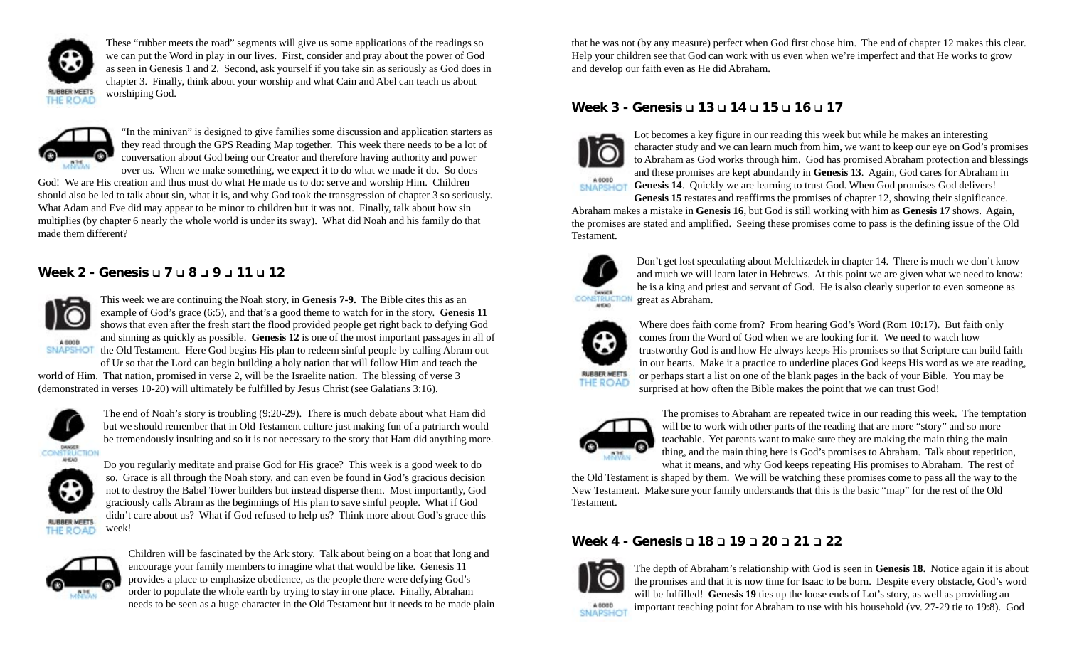These "rubber meets the road" segments will give us some applications of the readings so we can put the Word in play in our lives. First, consider and pray about the power of God as seen in Genesis 1 and 2. Second, ask yourself if you take sin as seriously as God does in chapter 3. Finally, think about your worship and what Cain and Abel can teach us about worshiping God.

"In the minivan" is designed to give families some discussion and application starters as they read through the GPS Reading Map together. This week there needs to be a lot of conversation about God being our Creator and therefore having authority and power over us. When we make something, we expect it to do what we made it do. So does God! We are His creation and thus must do what He made us to do: serve and worship Him. Children should also be led to talk about sin, what it is, and why God took the transgression of chapter 3 so seriously. What Adam and Eve did may appear to be minor to children but it was not. Finally, talk about how sin multiplies (by chapter 6 nearly the whole world is under its sway). What did Noah and his family do that made them different?

## Week 2 - Genesis ❑ 7 ❑ 8 ❑ 9 ❑ 11 ❑ 12

This week we are continuing the Noah story, in **Genesis 7-9.** The Bible cites this as an example of God's grace (6:5), and that's a good theme to watch for in the story. **Genesis 11** shows that even after the fresh start the flood provided people get right back to defying God and sinning as quickly as possible. **Genesis 12** is one of the most important passages in all of the Old Testament. Here God begins His plan to redeem sinful people by calling Abram out of Ur so that the Lord can begin building a holy nation that will follow Him and teach the world of Him. That nation, promised in verse 2, will be the Israelite nation. The blessing of verse 3 (demonstrated in verses 10-20) will ultimately be fulfilled by Jesus Christ (see Galatians 3:16).

The end of Noah's story is troubling (9:20-29). There is much debate about what Ham did but we should remember that in Old Testament culture just making fun of a patriarch would be tremendously insulting and so it is not necessary to the story that Ham did anything more.

Do you regularly meditate and praise God for His grace? This week is a good week to do so. Grace is all through the Noah story, and can even be found in God's gracious decision not to destroy the Babel Tower builders but instead disperse them. Most importantly, God graciously calls Abram as the beginnings of His plan to save sinful people. What if God didn't care about us? What if God refused to help us? Think more about God's grace this week!

Children will be fascinated by the Ark story. Talk about being on a boat that long and encourage your family members to imagine what that would be like. Genesis 11 provides a place to emphasize obedience, as the people there were defying God's order to populate the whole earth by trying to stay in one place. Finally, Abraham needs to be seen as a huge character in the Old Testament but it needs to be made plain that he was not (by any measure) perfect when God first chose him. The end of chapter 12 makes this clear. Help your children see that God can work with us even when we're imperfect and that He works to grow and develop our faith even as He did Abraham.

## Week 3 - Genesis ❑ 13 ❑ 14 ❑ 15 ❑ 16 ❑ 17

Lot becomes a key figure in our reading this week but while he makes an interesting character study and we can learn much from him, we want to keep our eye on God's promises to Abraham as God works through him. God has promised Abraham protection and blessings and these promises are kept abundantly in **Genesis 13**. Again, God cares for Abraham in **Genesis 14**. Quickly we are learning to trust God. When God promises God delivers! **Genesis 15** restates and reaffirms the promises of chapter 12, showing their significance. Abraham makes a mistake in **Genesis 16**, but God is still working with him as **Genesis 17** shows. Again, the promises are stated and amplified. Seeing these promises come to pass is the defining issue of the Old Testament.

Don't get lost speculating about Melchizedek in chapter 14. There is much we don't know and much we will learn later in Hebrews. At this point we are given what we need to know: he is a king and priest and servant of God. He is also clearly superior to even someone as great as Abraham.

Where does faith come from? From hearing God's Word (Rom 10:17). But faith only comes from the Word of God when we are looking for it. We need to watch how trustworthy God is and how He always keeps His promises so that Scripture can build faith in our hearts. Make it a practice to underline places God keeps His word as we are reading, or perhaps start a list on one of the blank pages in the back of your Bible. You may be surprised at how often the Bible makes the point that we can trust God!

The promises to Abraham are repeated twice in our reading this week. The temptation will be to work with other parts of the reading that are more "story" and so more teachable. Yet parents want to make sure they are making the main thing the main thing, and the main thing here is God's promises to Abraham. Talk about repetition, what it means, and why God keeps repeating His promises to Abraham. The rest of the Old Testament is shaped by them. We will be watching these promises come to pass all the way to the New Testament. Make sure your family understands that this is the basic "map" for the rest of the Old Testament.

## Week 4 - Genesis ❑ 18 ❑ 19 ❑ 20 ❑ 21 ❑ 22

The depth of Abraham's relationship with God is seen in **Genesis 18**. Notice again it is about the promises and that it is now time for Isaac to be born. Despite every obstacle, God's word will be fulfilled! **Genesis 19** ties up the loose ends of Lot's story, as well as providing an important teaching point for Abraham to use with his household (vv. 27-29 tie to 19:8). God